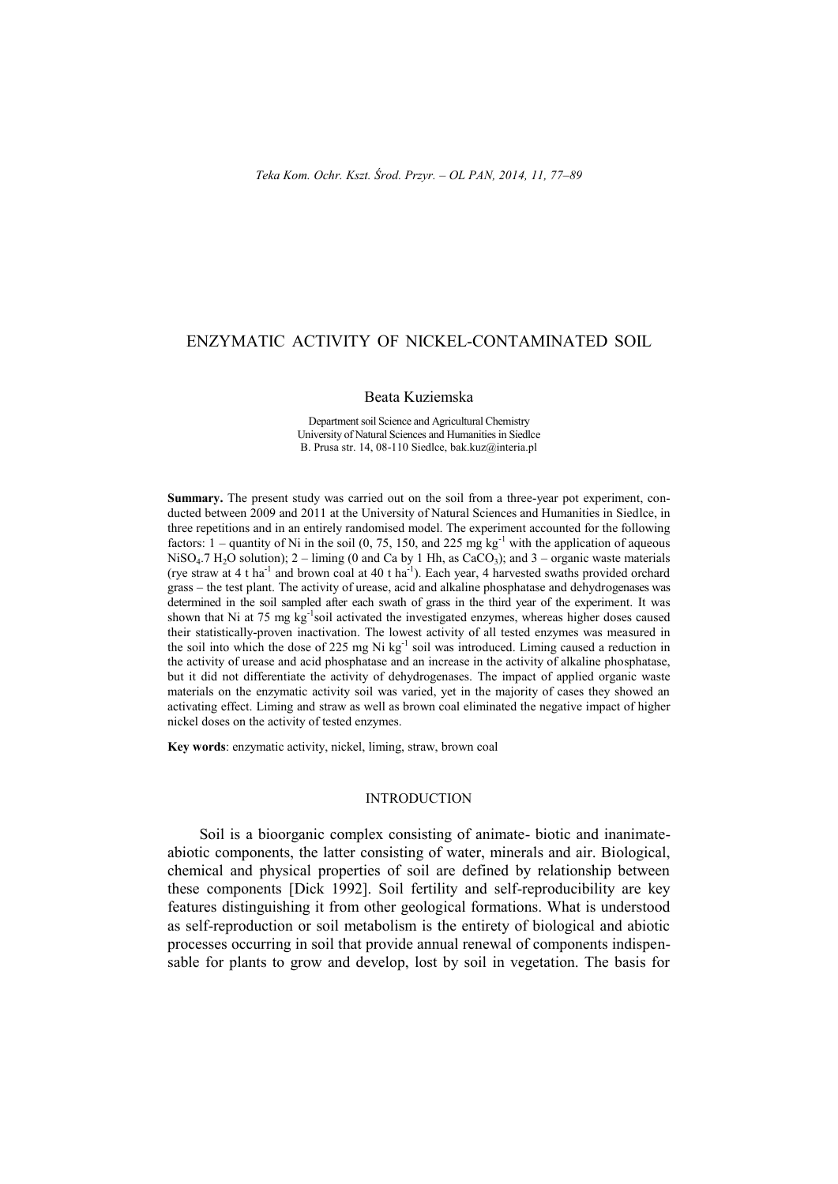# ENZYMATIC ACTIVITY OF NICKEL-CONTAMINATED SOIL

Beata Kuziemska

Department soil Science and Agricultural Chemistry
University of Natural Sciences and Humanities in Siedlce
B. Prusa str. 14, 08-110 Siedlce, bak.kuz@interia.pl

**Summary.** The present study was carried out on the soil from a three-year pot experiment, conducted between 2009 and 2011 at the University of Natural Sciences and Humanities in Siedlce, in three repetitions and in an entirely randomised model. The experiment accounted for the following factors: 1 – quantity of Ni in the soil (0, 75, 150, and 225 mg kg$^{-1}$ with the application of aqueous $NiSO_4.7\ H_2O$ solution); 2 – liming (0 and Ca by 1 Hh, as $CaCO_3$); and 3 – organic waste materials (rye straw at 4 t ha$^{-1}$ and brown coal at 40 t ha$^{-1}$). Each year, 4 harvested swaths provided orchard grass – the test plant. The activity of urease, acid and alkaline phosphatase and dehydrogenases was determined in the soil sampled after each swath of grass in the third year of the experiment. It was shown that Ni at 75 mg kg$^{-1}$soil activated the investigated enzymes, whereas higher doses caused their statistically-proven inactivation. The lowest activity of all tested enzymes was measured in the soil into which the dose of 225 mg Ni kg$^{-1}$ soil was introduced. Liming caused a reduction in the activity of urease and acid phosphatase and an increase in the activity of alkaline phosphatase, but it did not differentiate the activity of dehydrogenases. The impact of applied organic waste materials on the enzymatic activity soil was varied, yet in the majority of cases they showed an activating effect. Liming and straw as well as brown coal eliminated the negative impact of higher nickel doses on the activity of tested enzymes.

**Key words**: enzymatic activity, nickel, liming, straw, brown coal

## INTRODUCTION

Soil is a bioorganic complex consisting of animate- biotic and inanimate-abiotic components, the latter consisting of water, minerals and air. Biological, chemical and physical properties of soil are defined by relationship between these components [Dick 1992]. Soil fertility and self-reproducibility are key features distinguishing it from other geological formations. What is understood as self-reproduction or soil metabolism is the entirety of biological and abiotic processes occurring in soil that provide annual renewal of components indispensable for plants to grow and develop, lost by soil in vegetation. The basis for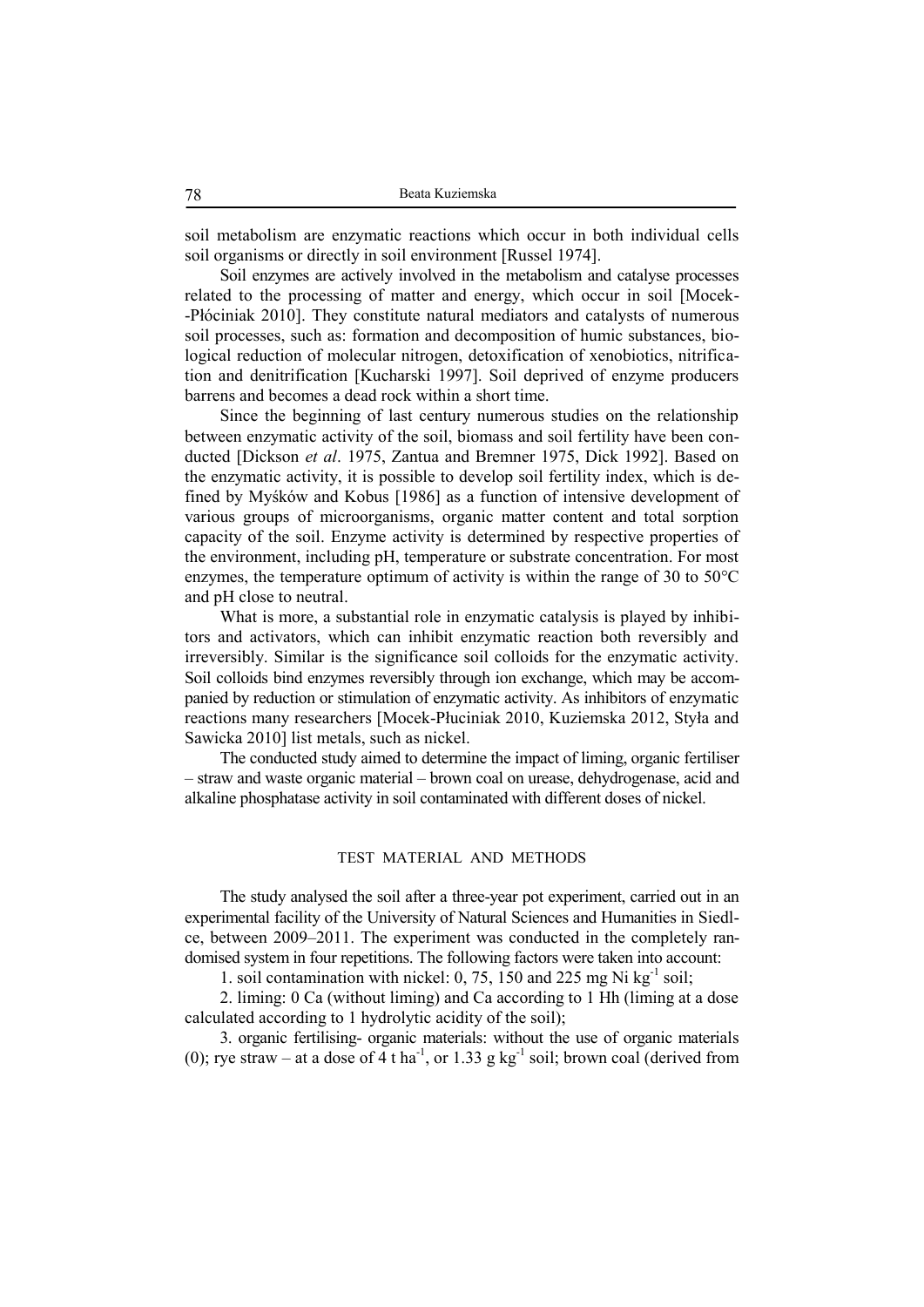soil metabolism are enzymatic reactions which occur in both individual cells soil organisms or directly in soil environment [Russel 1974].

Soil enzymes are actively involved in the metabolism and catalyse processes related to the processing of matter and energy, which occur in soil [Mocek-Płóciniak 2010]. They constitute natural mediators and catalysts of numerous soil processes, such as: formation and decomposition of humic substances, biological reduction of molecular nitrogen, detoxification of xenobiotics, nitrification and denitrification [Kucharski 1997]. Soil deprived of enzyme producers barrens and becomes a dead rock within a short time.

Since the beginning of last century numerous studies on the relationship between enzymatic activity of the soil, biomass and soil fertility have been conducted [Dickson *et al*. 1975, Zantua and Bremner 1975, Dick 1992]. Based on the enzymatic activity, it is possible to develop soil fertility index, which is defined by Myśków and Kobus [1986] as a function of intensive development of various groups of microorganisms, organic matter content and total sorption capacity of the soil. Enzyme activity is determined by respective properties of the environment, including pH, temperature or substrate concentration. For most enzymes, the temperature optimum of activity is within the range of 30 to 50°C and pH close to neutral.

What is more, a substantial role in enzymatic catalysis is played by inhibitors and activators, which can inhibit enzymatic reaction both reversibly and irreversibly. Similar is the significance soil colloids for the enzymatic activity. Soil colloids bind enzymes reversibly through ion exchange, which may be accompanied by reduction or stimulation of enzymatic activity. As inhibitors of enzymatic reactions many researchers [Mocek-Płuciniak 2010, Kuziemska 2012, Styła and Sawicka 2010] list metals, such as nickel.

The conducted study aimed to determine the impact of liming, organic fertiliser – straw and waste organic material – brown coal on urease, dehydrogenase, acid and alkaline phosphatase activity in soil contaminated with different doses of nickel.

## TEST MATERIAL AND METHODS

The study analysed the soil after a three-year pot experiment, carried out in an experimental facility of the University of Natural Sciences and Humanities in Siedlce, between 2009–2011. The experiment was conducted in the completely randomised system in four repetitions. The following factors were taken into account:

1. soil contamination with nickel: 0, 75, 150 and 225 mg Ni $kg^{-1}$ soil;

2. liming: 0 Ca (without liming) and Ca according to 1 Hh (liming at a dose calculated according to 1 hydrolytic acidity of the soil);

3. organic fertilising- organic materials: without the use of organic materials (0); rye straw – at a dose of 4 t $ha^{-1}$, or 1.33 g $kg^{-1}$ soil; brown coal (derived from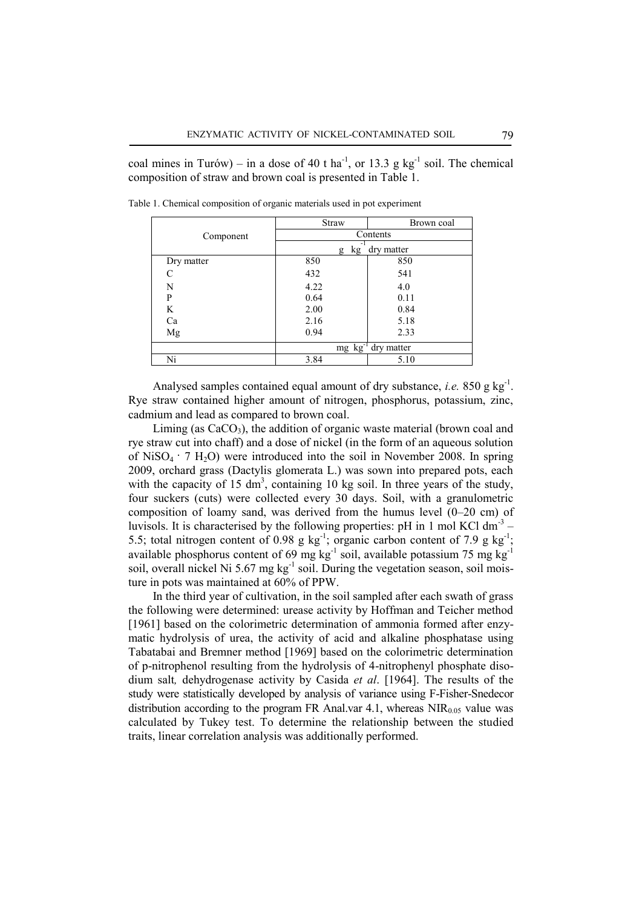coal mines in Turów) – in a dose of 40 t ha$^{-1}$, or 13.3 g kg$^{-1}$ soil. The chemical composition of straw and brown coal is presented in Table 1.

Table 1. Chemical composition of organic materials used in pot experiment

| Component | Straw | Brown coal |
|---|---|---|
| | Contents | |
| | g kg$^{-1}$ dry matter | |
| Dry matter | 850 | 850 |
| C | 432 | 541 |
| N | 4.22 | 4.0 |
| P | 0.64 | 0.11 |
| K | 2.00 | 0.84 |
| Ca | 2.16 | 5.18 |
| Mg | 0.94 | 2.33 |
| | mg kg$^{-1}$ dry matter | |
| Ni | 3.84 | 5.10 |

Analysed samples contained equal amount of dry substance, *i.e.* 850 g kg$^{-1}$. Rye straw contained higher amount of nitrogen, phosphorus, potassium, zinc, cadmium and lead as compared to brown coal.

Liming (as $CaCO_3$), the addition of organic waste material (brown coal and rye straw cut into chaff) and a dose of nickel (in the form of an aqueous solution of $NiSO_4 \cdot 7 H_2O$) were introduced into the soil in November 2008. In spring 2009, orchard grass (Dactylis glomerata L.) was sown into prepared pots, each with the capacity of 15 dm$^3$, containing 10 kg soil. In three years of the study, four suckers (cuts) were collected every 30 days. Soil, with a granulometric composition of loamy sand, was derived from the humus level (0–20 cm) of luvisols. It is characterised by the following properties: pH in 1 mol KCl dm$^{-3}$ – 5.5; total nitrogen content of 0.98 g kg$^{-1}$; organic carbon content of 7.9 g kg$^{-1}$; available phosphorus content of 69 mg kg$^{-1}$ soil, available potassium 75 mg kg$^{-1}$ soil, overall nickel Ni 5.67 mg kg$^{-1}$ soil. During the vegetation season, soil moisture in pots was maintained at 60% of PPW.

In the third year of cultivation, in the soil sampled after each swath of grass the following were determined: urease activity by Hoffman and Teicher method [1961] based on the colorimetric determination of ammonia formed after enzymatic hydrolysis of urea, the activity of acid and alkaline phosphatase using Tabatabai and Bremner method [1969] based on the colorimetric determination of p-nitrophenol resulting from the hydrolysis of 4-nitrophenyl phosphate disodium salt*,* dehydrogenase activity by Casida *et al*. [1964]. The results of the study were statistically developed by analysis of variance using F-Fisher-Snedecor distribution according to the program FR Anal.var 4.1, whereas $NIR_{0.05}$ value was calculated by Tukey test. To determine the relationship between the studied traits, linear correlation analysis was additionally performed.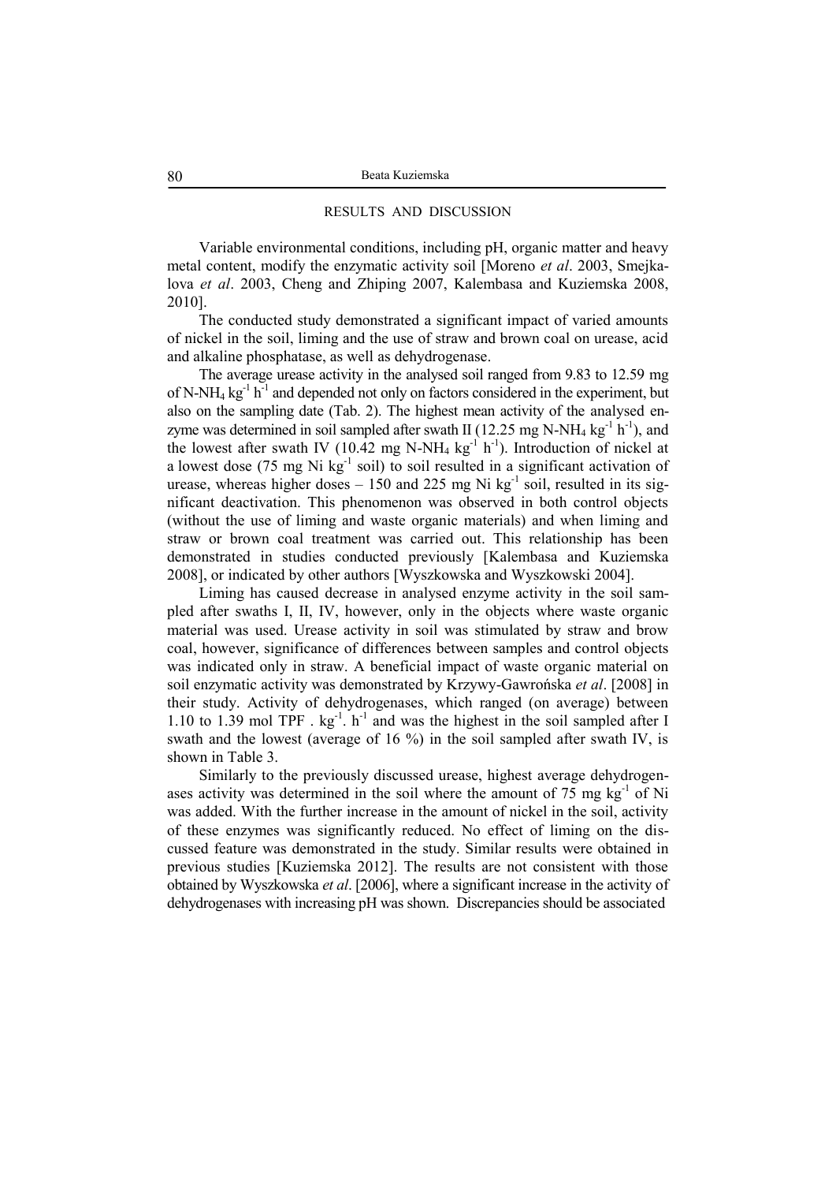## RESULTS AND DISCUSSION

Variable environmental conditions, including pH, organic matter and heavy metal content, modify the enzymatic activity soil [Moreno *et al*. 2003, Smejkalova *et al*. 2003, Cheng and Zhiping 2007, Kalembasa and Kuziemska 2008, 2010].

The conducted study demonstrated a significant impact of varied amounts of nickel in the soil, liming and the use of straw and brown coal on urease, acid and alkaline phosphatase, as well as dehydrogenase.

The average urease activity in the analysed soil ranged from 9.83 to 12.59 mg of $N\text{-}NH_4$ $kg^{-1}$ $h^{-1}$ and depended not only on factors considered in the experiment, but also on the sampling date (Tab. 2). The highest mean activity of the analysed enzyme was determined in soil sampled after swath II (12.25 mg $N\text{-}NH_4$ $kg^{-1}$ $h^{-1}$), and the lowest after swath IV (10.42 mg $N\text{-}NH_4$ $kg^{-1}$ $h^{-1}$). Introduction of nickel at a lowest dose (75 mg Ni $kg^{-1}$ soil) to soil resulted in a significant activation of urease, whereas higher doses – 150 and 225 mg Ni $kg^{-1}$ soil, resulted in its significant deactivation. This phenomenon was observed in both control objects (without the use of liming and waste organic materials) and when liming and straw or brown coal treatment was carried out. This relationship has been demonstrated in studies conducted previously [Kalembasa and Kuziemska 2008], or indicated by other authors [Wyszkowska and Wyszkowski 2004].

Liming has caused decrease in analysed enzyme activity in the soil sampled after swaths I, II, IV, however, only in the objects where waste organic material was used. Urease activity in soil was stimulated by straw and brow coal, however, significance of differences between samples and control objects was indicated only in straw. A beneficial impact of waste organic material on soil enzymatic activity was demonstrated by Krzywy-Gawrońska *et al*. [2008] in their study. Activity of dehydrogenases, which ranged (on average) between 1.10 to 1.39 mol TPF . $kg^{-1}$. $h^{-1}$ and was the highest in the soil sampled after I swath and the lowest (average of 16 %) in the soil sampled after swath IV, is shown in Table 3.

Similarly to the previously discussed urease, highest average dehydrogenases activity was determined in the soil where the amount of 75 mg $kg^{-1}$ of Ni was added. With the further increase in the amount of nickel in the soil, activity of these enzymes was significantly reduced. No effect of liming on the discussed feature was demonstrated in the study. Similar results were obtained in previous studies [Kuziemska 2012]. The results are not consistent with those obtained by Wyszkowska *et al*. [2006], where a significant increase in the activity of dehydrogenases with increasing pH was shown. Discrepancies should be associated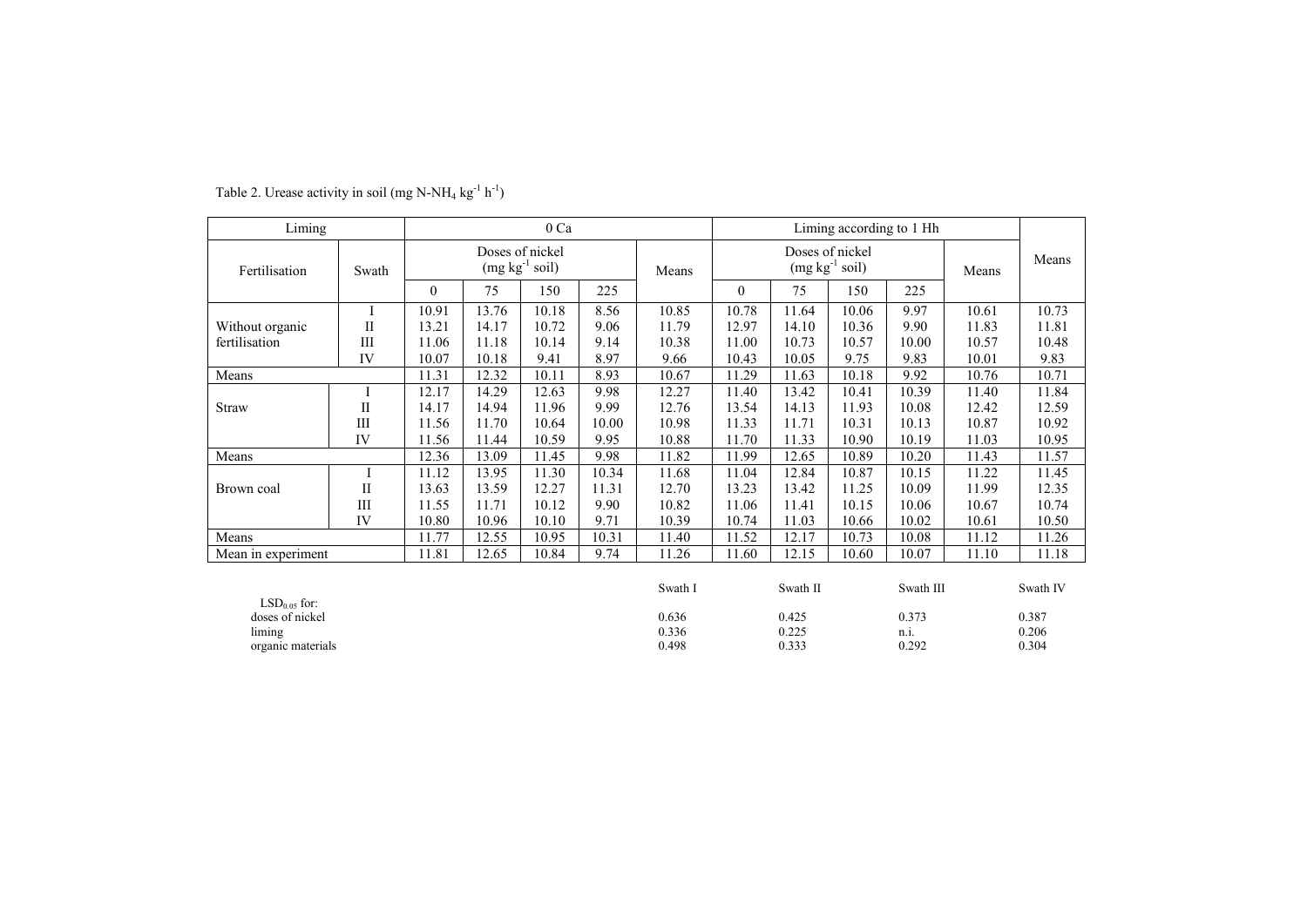Table 2. Urease activity in soil (mg N-$NH_4$ $kg^{-1}$ $h^{-1}$)

| Liming | | 0 Ca | | | | | Liming according to 1 Hh | | | | | Means |
|---|---|---|---|---|---|---|---|---|---|---|---|---|
| Fertilisation | Swath | Doses of nickel (mg $kg^{-1}$ soil) | | | | Means | Doses of nickel (mg $kg^{-1}$ soil) | | | | Means | |
| | | 0 | 75 | 150 | 225 | | 0 | 75 | 150 | 225 | | |
| Without organic fertilisation | I | 10.91 | 13.76 | 10.18 | 8.56 | 10.85 | 10.78 | 11.64 | 10.06 | 9.97 | 10.61 | 10.73 |
| | II | 13.21 | 14.17 | 10.72 | 9.06 | 11.79 | 12.97 | 14.10 | 10.36 | 9.90 | 11.83 | 11.81 |
| | III | 11.06 | 11.18 | 10.14 | 9.14 | 10.38 | 11.00 | 10.73 | 10.57 | 10.00 | 10.57 | 10.48 |
| | IV | 10.07 | 10.18 | 9.41 | 8.97 | 9.66 | 10.43 | 10.05 | 9.75 | 9.83 | 10.01 | 9.83 |
| Means | | 11.31 | 12.32 | 10.11 | 8.93 | 10.67 | 11.29 | 11.63 | 10.18 | 9.92 | 10.76 | 10.71 |
| Straw | I | 12.17 | 14.29 | 12.63 | 9.98 | 12.27 | 11.40 | 13.42 | 10.41 | 10.39 | 11.40 | 11.84 |
| | II | 14.17 | 14.94 | 11.96 | 9.99 | 12.76 | 13.54 | 14.13 | 11.93 | 10.08 | 12.42 | 12.59 |
| | III | 11.56 | 11.70 | 10.64 | 10.00 | 10.98 | 11.33 | 11.71 | 10.31 | 10.13 | 10.87 | 10.92 |
| | IV | 11.56 | 11.44 | 10.59 | 9.95 | 10.88 | 11.70 | 11.33 | 10.90 | 10.19 | 11.03 | 10.95 |
| Means | | 12.36 | 13.09 | 11.45 | 9.98 | 11.82 | 11.99 | 12.65 | 10.89 | 10.20 | 11.43 | 11.57 |
| Brown coal | I | 11.12 | 13.95 | 11.30 | 10.34 | 11.68 | 11.04 | 12.84 | 10.87 | 10.15 | 11.22 | 11.45 |
| | II | 13.63 | 13.59 | 12.27 | 11.31 | 12.70 | 13.23 | 13.42 | 11.25 | 10.09 | 11.99 | 12.35 |
| | III | 11.55 | 11.71 | 10.12 | 9.90 | 10.82 | 11.06 | 11.41 | 10.15 | 10.06 | 10.67 | 10.74 |
| | IV | 10.80 | 10.96 | 10.10 | 9.71 | 10.39 | 10.74 | 11.03 | 10.66 | 10.02 | 10.61 | 10.50 |
| Means | | 11.77 | 12.55 | 10.95 | 10.31 | 11.40 | 11.52 | 12.17 | 10.73 | 10.08 | 11.12 | 11.26 |
| Mean in experiment | | 11.81 | 12.65 | 10.84 | 9.74 | 11.26 | 11.60 | 12.15 | 10.60 | 10.07 | 11.10 | 11.18 |

| $LSD_{0.05}$ for: | Swath I | Swath II | Swath III | Swath IV |
|---|---|---|---|---|
| doses of nickel | 0.636 | 0.425 | 0.373 | 0.387 |
| liming | 0.336 | 0.225 | n.i. | 0.206 |
| organic materials | 0.498 | 0.333 | 0.292 | 0.304 |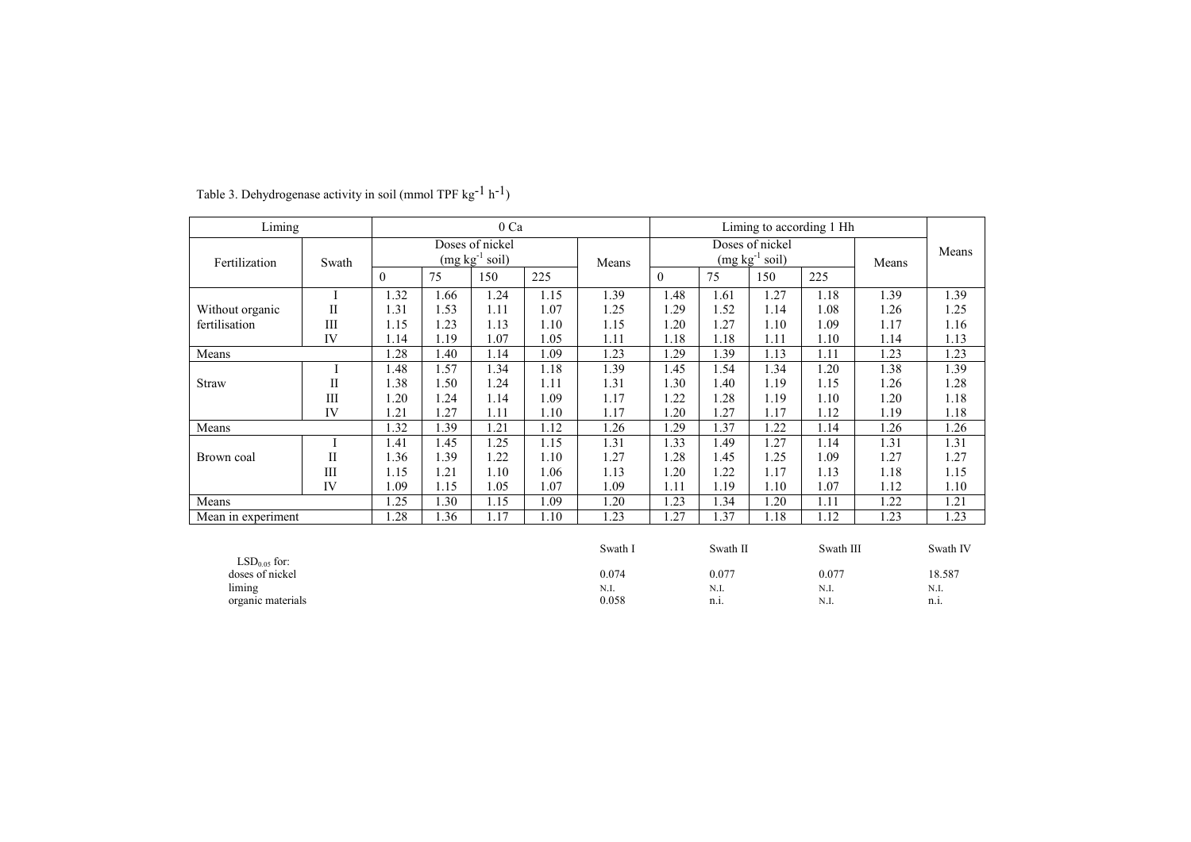Table 3. Dehydrogenase activity in soil (mmol TPF $kg^{-1}$ $h^{-1}$)

| Liming | | 0 Ca | | | | | Liming to according 1 Hh | | | | | Means |
|---|---|---|---|---|---|---|---|---|---|---|---|---|
| Fertilization | Swath | Doses of nickel (mg $kg^{-1}$ soil) | | | | Means | Doses of nickel (mg $kg^{-1}$ soil) | | | | Means | |
| | | 0 | 75 | 150 | 225 | | 0 | 75 | 150 | 225 | | |
| Without organic fertilisation | I | 1.32 | 1.66 | 1.24 | 1.15 | 1.39 | 1.48 | 1.61 | 1.27 | 1.18 | 1.39 | 1.39 |
| | II | 1.31 | 1.53 | 1.11 | 1.07 | 1.25 | 1.29 | 1.52 | 1.14 | 1.08 | 1.26 | 1.25 |
| | III | 1.15 | 1.23 | 1.13 | 1.10 | 1.15 | 1.20 | 1.27 | 1.10 | 1.09 | 1.17 | 1.16 |
| | IV | 1.14 | 1.19 | 1.07 | 1.05 | 1.11 | 1.18 | 1.18 | 1.11 | 1.10 | 1.14 | 1.13 |
| Means | | 1.28 | 1.40 | 1.14 | 1.09 | 1.23 | 1.29 | 1.39 | 1.13 | 1.11 | 1.23 | 1.23 |
| Straw | I | 1.48 | 1.57 | 1.34 | 1.18 | 1.39 | 1.45 | 1.54 | 1.34 | 1.20 | 1.38 | 1.39 |
| | II | 1.38 | 1.50 | 1.24 | 1.11 | 1.31 | 1.30 | 1.40 | 1.19 | 1.15 | 1.26 | 1.28 |
| | III | 1.20 | 1.24 | 1.14 | 1.09 | 1.17 | 1.22 | 1.28 | 1.19 | 1.10 | 1.20 | 1.18 |
| | IV | 1.21 | 1.27 | 1.11 | 1.10 | 1.17 | 1.20 | 1.27 | 1.17 | 1.12 | 1.19 | 1.18 |
| Means | | 1.32 | 1.39 | 1.21 | 1.12 | 1.26 | 1.29 | 1.37 | 1.22 | 1.14 | 1.26 | 1.26 |
| Brown coal | I | 1.41 | 1.45 | 1.25 | 1.15 | 1.31 | 1.33 | 1.49 | 1.27 | 1.14 | 1.31 | 1.31 |
| | II | 1.36 | 1.39 | 1.22 | 1.10 | 1.27 | 1.28 | 1.45 | 1.25 | 1.09 | 1.27 | 1.27 |
| | III | 1.15 | 1.21 | 1.10 | 1.06 | 1.13 | 1.20 | 1.22 | 1.17 | 1.13 | 1.18 | 1.15 |
| | IV | 1.09 | 1.15 | 1.05 | 1.07 | 1.09 | 1.11 | 1.19 | 1.10 | 1.07 | 1.12 | 1.10 |
| Means | | 1.25 | 1.30 | 1.15 | 1.09 | 1.20 | 1.23 | 1.34 | 1.20 | 1.11 | 1.22 | 1.21 |
| Mean in experiment | | 1.28 | 1.36 | 1.17 | 1.10 | 1.23 | 1.27 | 1.37 | 1.18 | 1.12 | 1.23 | 1.23 |

| $LSD_{0.05}$ for: | Swath I | Swath II | Swath III | Swath IV |
|---|---|---|---|---|
| doses of nickel | 0.074 | 0.077 | 0.077 | 18.587 |
| liming | N.I. | N.I. | N.I. | N.I. |
| organic materials | 0.058 | n.i. | N.I. | n.i. |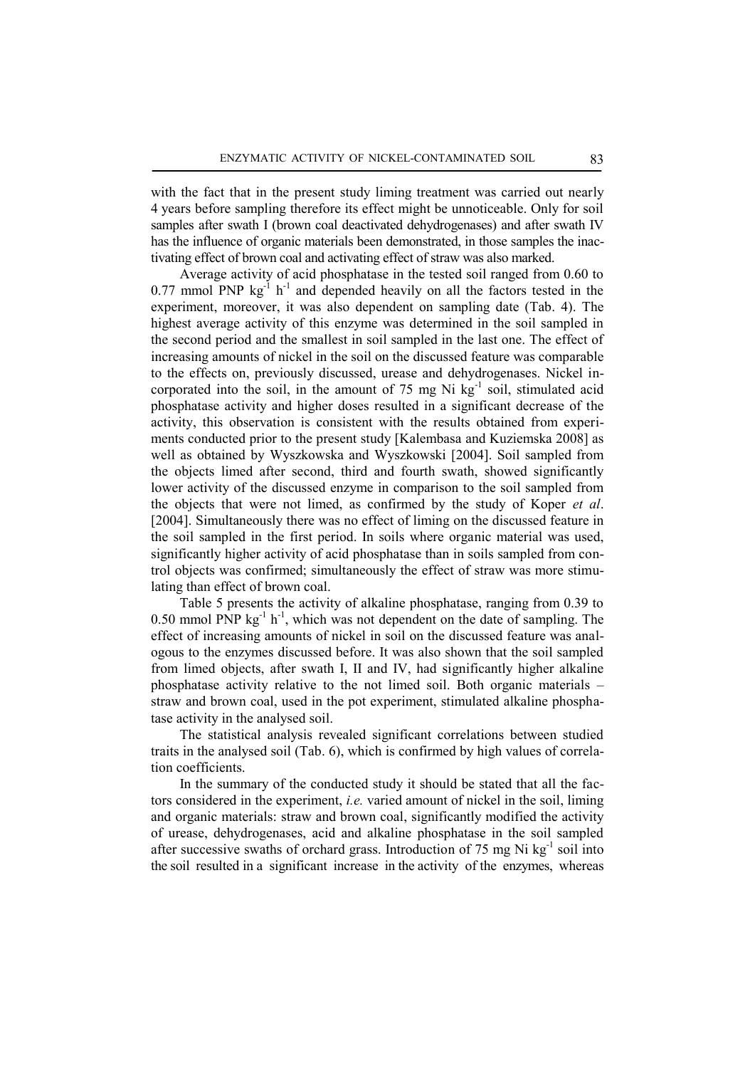with the fact that in the present study liming treatment was carried out nearly 4 years before sampling therefore its effect might be unnoticeable. Only for soil samples after swath I (brown coal deactivated dehydrogenases) and after swath IV has the influence of organic materials been demonstrated, in those samples the inactivating effect of brown coal and activating effect of straw was also marked.

Average activity of acid phosphatase in the tested soil ranged from 0.60 to 0.77 mmol PNP $kg^{-1}$ $h^{-1}$ and depended heavily on all the factors tested in the experiment, moreover, it was also dependent on sampling date (Tab. 4). The highest average activity of this enzyme was determined in the soil sampled in the second period and the smallest in soil sampled in the last one. The effect of increasing amounts of nickel in the soil on the discussed feature was comparable to the effects on, previously discussed, urease and dehydrogenases. Nickel incorporated into the soil, in the amount of 75 mg Ni $kg^{-1}$ soil, stimulated acid phosphatase activity and higher doses resulted in a significant decrease of the activity, this observation is consistent with the results obtained from experiments conducted prior to the present study [Kalembasa and Kuziemska 2008] as well as obtained by Wyszkowska and Wyszkowski [2004]. Soil sampled from the objects limed after second, third and fourth swath, showed significantly lower activity of the discussed enzyme in comparison to the soil sampled from the objects that were not limed, as confirmed by the study of Koper *et al*. [2004]. Simultaneously there was no effect of liming on the discussed feature in the soil sampled in the first period. In soils where organic material was used, significantly higher activity of acid phosphatase than in soils sampled from control objects was confirmed; simultaneously the effect of straw was more stimulating than effect of brown coal.

Table 5 presents the activity of alkaline phosphatase, ranging from 0.39 to 0.50 mmol PNP $kg^{-1}$ $h^{-1}$, which was not dependent on the date of sampling. The effect of increasing amounts of nickel in soil on the discussed feature was analogous to the enzymes discussed before. It was also shown that the soil sampled from limed objects, after swath I, II and IV, had significantly higher alkaline phosphatase activity relative to the not limed soil. Both organic materials – straw and brown coal, used in the pot experiment, stimulated alkaline phosphatase activity in the analysed soil.

The statistical analysis revealed significant correlations between studied traits in the analysed soil (Tab. 6), which is confirmed by high values of correlation coefficients.

In the summary of the conducted study it should be stated that all the factors considered in the experiment, *i.e.* varied amount of nickel in the soil, liming and organic materials: straw and brown coal, significantly modified the activity of urease, dehydrogenases, acid and alkaline phosphatase in the soil sampled after successive swaths of orchard grass. Introduction of 75 mg Ni $kg^{-1}$ soil into the soil resulted in a significant increase in the activity of the enzymes, whereas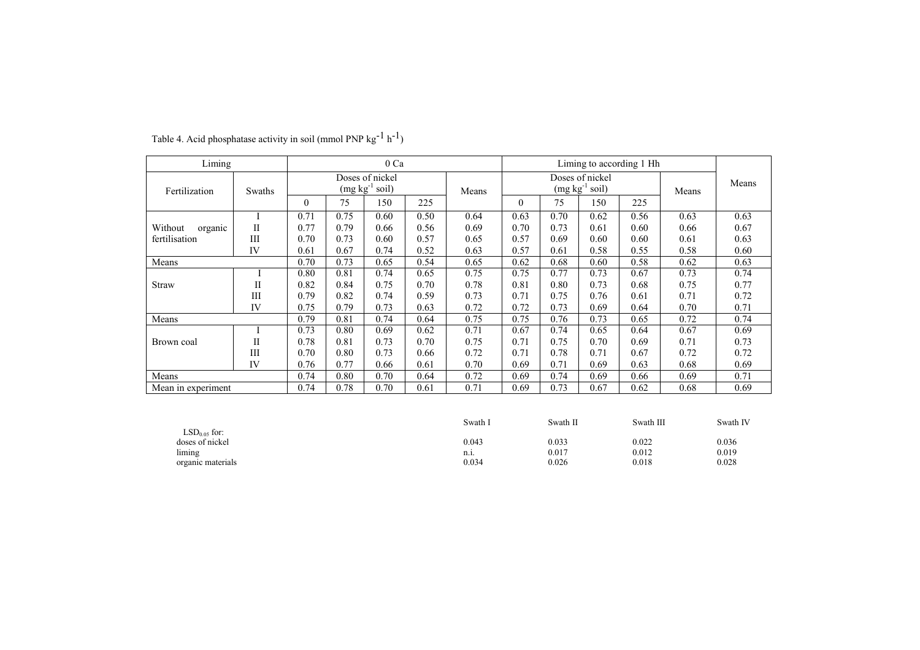Table 4. Acid phosphatase activity in soil (mmol PNP $kg^{-1}$ $h^{-1}$)

| Liming | | 0 Ca | | | | | Liming to according 1 Hh | | | | | Means |
|---|---|---|---|---|---|---|---|---|---|---|---|---|
| Fertilization | Swaths | Doses of nickel (mg $kg^{-1}$ soil) | | | | Means | Doses of nickel (mg $kg^{-1}$ soil) | | | | Means | |
| | | 0 | 75 | 150 | 225 | | 0 | 75 | 150 | 225 | | |
| Without organic fertilisation | I | 0.71 | 0.75 | 0.60 | 0.50 | 0.64 | 0.63 | 0.70 | 0.62 | 0.56 | 0.63 | 0.63 |
| | II | 0.77 | 0.79 | 0.66 | 0.56 | 0.69 | 0.70 | 0.73 | 0.61 | 0.60 | 0.66 | 0.67 |
| | III | 0.70 | 0.73 | 0.60 | 0.57 | 0.65 | 0.57 | 0.69 | 0.60 | 0.60 | 0.61 | 0.63 |
| | IV | 0.61 | 0.67 | 0.74 | 0.52 | 0.63 | 0.57 | 0.61 | 0.58 | 0.55 | 0.58 | 0.60 |
| Means | | 0.70 | 0.73 | 0.65 | 0.54 | 0.65 | 0.62 | 0.68 | 0.60 | 0.58 | 0.62 | 0.63 |
| Straw | I | 0.80 | 0.81 | 0.74 | 0.65 | 0.75 | 0.75 | 0.77 | 0.73 | 0.67 | 0.73 | 0.74 |
| | II | 0.82 | 0.84 | 0.75 | 0.70 | 0.78 | 0.81 | 0.80 | 0.73 | 0.68 | 0.75 | 0.77 |
| | III | 0.79 | 0.82 | 0.74 | 0.59 | 0.73 | 0.71 | 0.75 | 0.76 | 0.61 | 0.71 | 0.72 |
| | IV | 0.75 | 0.79 | 0.73 | 0.63 | 0.72 | 0.72 | 0.73 | 0.69 | 0.64 | 0.70 | 0.71 |
| Means | | 0.79 | 0.81 | 0.74 | 0.64 | 0.75 | 0.75 | 0.76 | 0.73 | 0.65 | 0.72 | 0.74 |
| Brown coal | I | 0.73 | 0.80 | 0.69 | 0.62 | 0.71 | 0.67 | 0.74 | 0.65 | 0.64 | 0.67 | 0.69 |
| | II | 0.78 | 0.81 | 0.73 | 0.70 | 0.75 | 0.71 | 0.75 | 0.70 | 0.69 | 0.71 | 0.73 |
| | III | 0.70 | 0.80 | 0.73 | 0.66 | 0.72 | 0.71 | 0.78 | 0.71 | 0.67 | 0.72 | 0.72 |
| | IV | 0.76 | 0.77 | 0.66 | 0.61 | 0.70 | 0.69 | 0.71 | 0.69 | 0.63 | 0.68 | 0.69 |
| Means | | 0.74 | 0.80 | 0.70 | 0.64 | 0.72 | 0.69 | 0.74 | 0.69 | 0.66 | 0.69 | 0.71 |
| Mean in experiment | | 0.74 | 0.78 | 0.70 | 0.61 | 0.71 | 0.69 | 0.73 | 0.67 | 0.62 | 0.68 | 0.69 |

| $LSD_{0.05}$ for: | Swath I | Swath II | Swath III | Swath IV |
|---|---|---|---|---|
| doses of nickel | 0.043 | 0.033 | 0.022 | 0.036 |
| liming | n.i. | 0.017 | 0.012 | 0.019 |
| organic materials | 0.034 | 0.026 | 0.018 | 0.028 |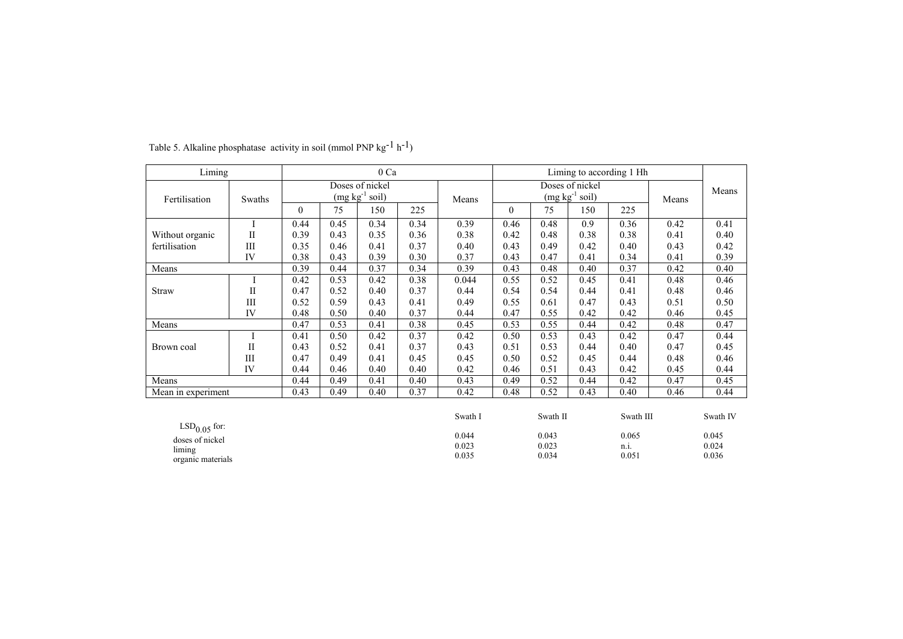Table 5. Alkaline phosphatase activity in soil (mmol PNP $kg^{-1}$ $h^{-1}$)

| Liming | | 0 Ca | | | | | Liming to according 1 Hh | | | | | Means |
|---|---|---|---|---|---|---|---|---|---|---|---|---|
| Fertilisation | Swaths | Doses of nickel (mg $kg^{-1}$ soil) | | | | Means | Doses of nickel (mg $kg^{-1}$ soil) | | | | Means | |
| | | 0 | 75 | 150 | 225 | | 0 | 75 | 150 | 225 | | |
| Without organic fertilisation | I | 0.44 | 0.45 | 0.34 | 0.34 | 0.39 | 0.46 | 0.48 | 0.9 | 0.36 | 0.42 | 0.41 |
| | II | 0.39 | 0.43 | 0.35 | 0.36 | 0.38 | 0.42 | 0.48 | 0.38 | 0.38 | 0.41 | 0.40 |
| | III | 0.35 | 0.46 | 0.41 | 0.37 | 0.40 | 0.43 | 0.49 | 0.42 | 0.40 | 0.43 | 0.42 |
| | IV | 0.38 | 0.43 | 0.39 | 0.30 | 0.37 | 0.43 | 0.47 | 0.41 | 0.34 | 0.41 | 0.39 |
| Means | | 0.39 | 0.44 | 0.37 | 0.34 | 0.39 | 0.43 | 0.48 | 0.40 | 0.37 | 0.42 | 0.40 |
| Straw | I | 0.42 | 0.53 | 0.42 | 0.38 | 0.044 | 0.55 | 0.52 | 0.45 | 0.41 | 0.48 | 0.46 |
| | II | 0.47 | 0.52 | 0.40 | 0.37 | 0.44 | 0.54 | 0.54 | 0.44 | 0.41 | 0.48 | 0.46 |
| | III | 0.52 | 0.59 | 0.43 | 0.41 | 0.49 | 0.55 | 0.61 | 0.47 | 0.43 | 0.51 | 0.50 |
| | IV | 0.48 | 0.50 | 0.40 | 0.37 | 0.44 | 0.47 | 0.55 | 0.42 | 0.42 | 0.46 | 0.45 |
| Means | | 0.47 | 0.53 | 0.41 | 0.38 | 0.45 | 0.53 | 0.55 | 0.44 | 0.42 | 0.48 | 0.47 |
| Brown coal | I | 0.41 | 0.50 | 0.42 | 0.37 | 0.42 | 0.50 | 0.53 | 0.43 | 0.42 | 0.47 | 0.44 |
| | II | 0.43 | 0.52 | 0.41 | 0.37 | 0.43 | 0.51 | 0.53 | 0.44 | 0.40 | 0.47 | 0.45 |
| | III | 0.47 | 0.49 | 0.41 | 0.45 | 0.45 | 0.50 | 0.52 | 0.45 | 0.44 | 0.48 | 0.46 |
| | IV | 0.44 | 0.46 | 0.40 | 0.40 | 0.42 | 0.46 | 0.51 | 0.43 | 0.42 | 0.45 | 0.44 |
| Means | | 0.44 | 0.49 | 0.41 | 0.40 | 0.43 | 0.49 | 0.52 | 0.44 | 0.42 | 0.47 | 0.45 |
| Mean in experiment | | 0.43 | 0.49 | 0.40 | 0.37 | 0.42 | 0.48 | 0.52 | 0.43 | 0.40 | 0.46 | 0.44 |

| $LSD_{0.05}$ for: | Swath I | Swath II | Swath III | Swath IV |
|---|---|---|---|---|
| doses of nickel | 0.044 | 0.043 | 0.065 | 0.045 |
| liming | 0.023 | 0.023 | n.i. | 0.024 |
| organic materials | 0.035 | 0.034 | 0.051 | 0.036 |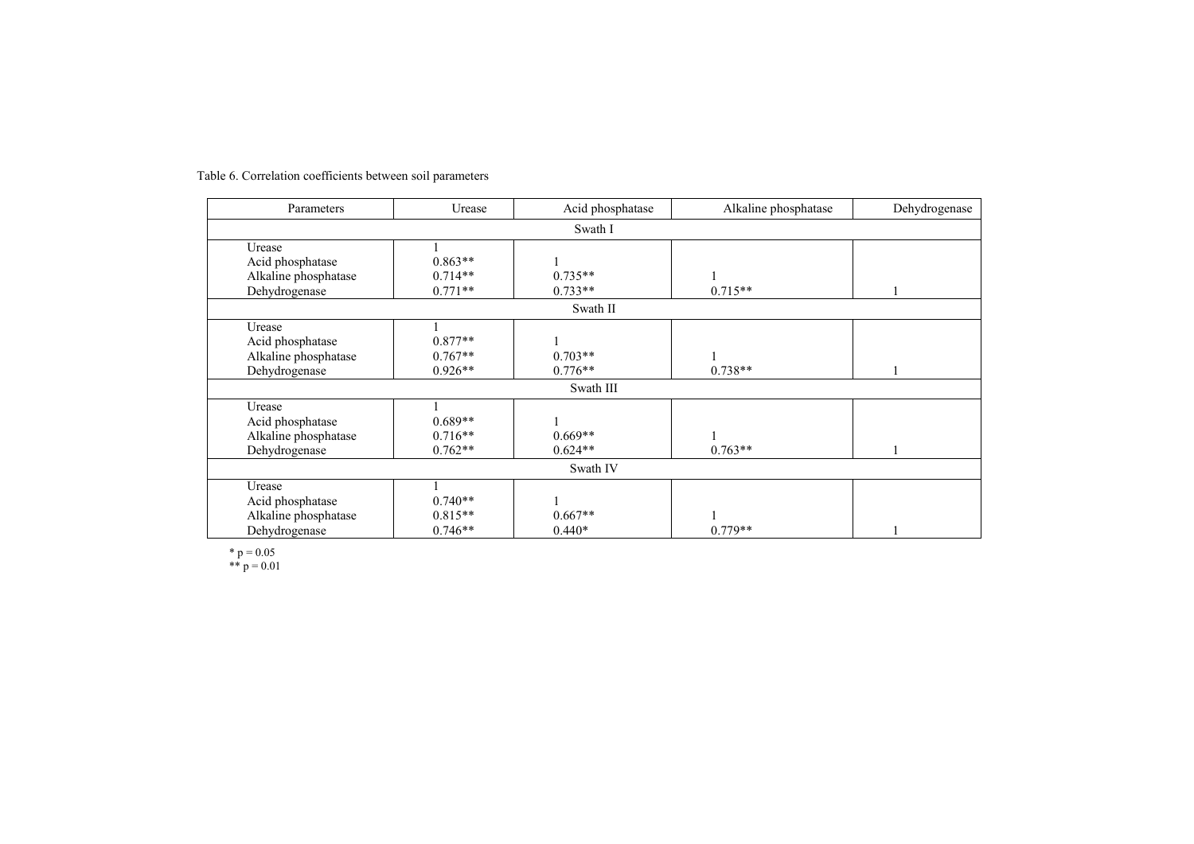Table 6. Correlation coefficients between soil parameters

| Parameters | Urease | Acid phosphatase | Alkaline phosphatase | Dehydrogenase |
|---|---|---|---|---|
| **Swath I** | | | | |
| Urease | 1 | | | |
| Acid phosphatase | 0.863** | 1 | | |
| Alkaline phosphatase | 0.714** | 0.735** | 1 | |
| Dehydrogenase | 0.771** | 0.733** | 0.715** | 1 |
| **Swath II** | | | | |
| Urease | 1 | | | |
| Acid phosphatase | 0.877** | 1 | | |
| Alkaline phosphatase | 0.767** | 0.703** | 1 | |
| Dehydrogenase | 0.926** | 0.776** | 0.738** | 1 |
| **Swath III** | | | | |
| Urease | 1 | | | |
| Acid phosphatase | 0.689** | 1 | | |
| Alkaline phosphatase | 0.716** | 0.669** | 1 | |
| Dehydrogenase | 0.762** | 0.624** | 0.763** | 1 |
| **Swath IV** | | | | |
| Urease | 1 | | | |
| Acid phosphatase | 0.740** | 1 | | |
| Alkaline phosphatase | 0.815** | 0.667** | 1 | |
| Dehydrogenase | 0.746** | 0.440* | 0.779** | 1 |

\* $p = 0.05$
\** $p = 0.01$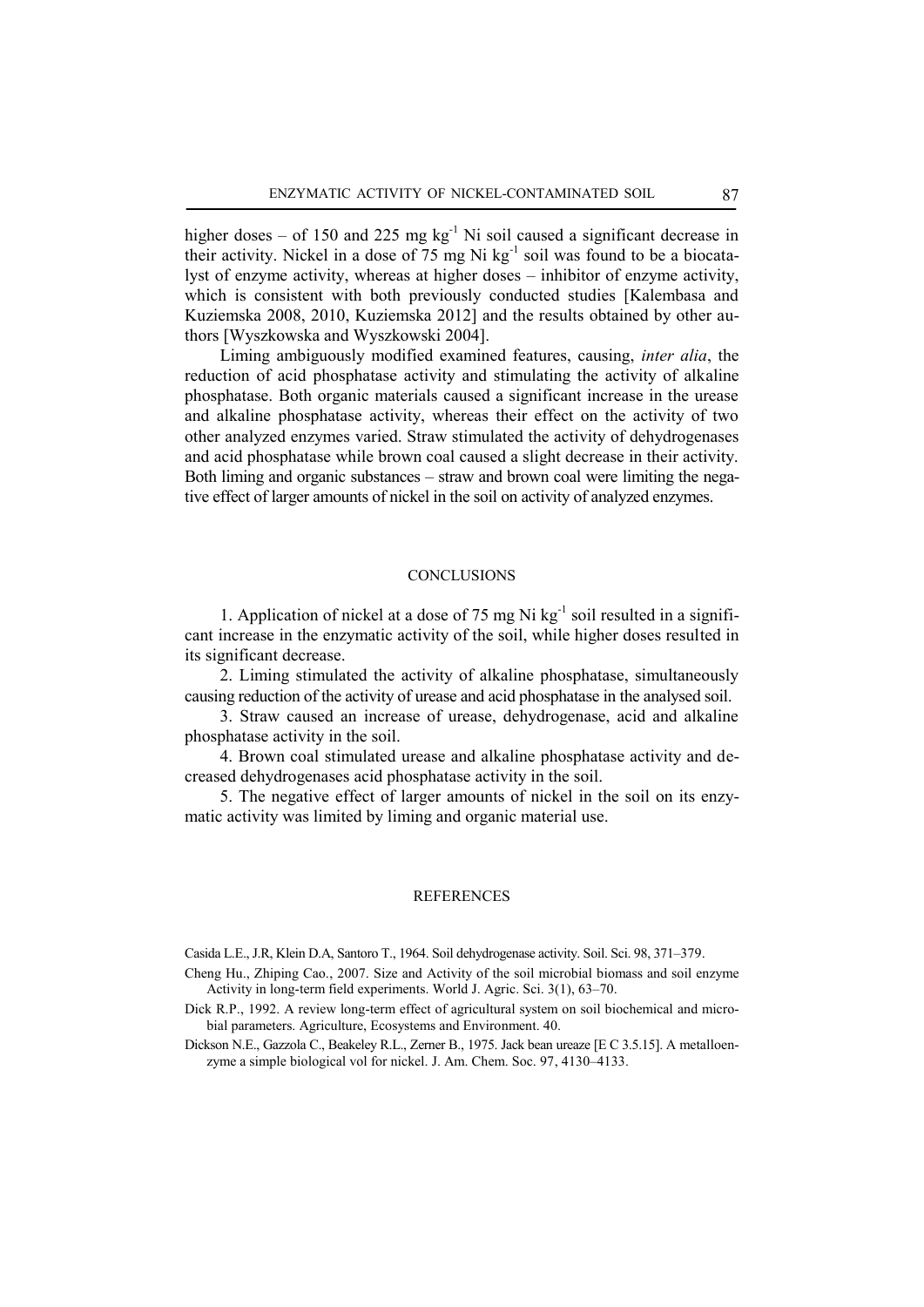higher doses – of 150 and 225 mg $kg^{-1}$ Ni soil caused a significant decrease in their activity. Nickel in a dose of 75 mg Ni $kg^{-1}$ soil was found to be a biocatalyst of enzyme activity, whereas at higher doses – inhibitor of enzyme activity, which is consistent with both previously conducted studies [Kalembasa and Kuziemska 2008, 2010, Kuziemska 2012] and the results obtained by other authors [Wyszkowska and Wyszkowski 2004].

Liming ambiguously modified examined features, causing, *inter alia*, the reduction of acid phosphatase activity and stimulating the activity of alkaline phosphatase. Both organic materials caused a significant increase in the urease and alkaline phosphatase activity, whereas their effect on the activity of two other analyzed enzymes varied. Straw stimulated the activity of dehydrogenases and acid phosphatase while brown coal caused a slight decrease in their activity. Both liming and organic substances – straw and brown coal were limiting the negative effect of larger amounts of nickel in the soil on activity of analyzed enzymes.

## CONCLUSIONS

1. Application of nickel at a dose of 75 mg Ni $kg^{-1}$ soil resulted in a significant increase in the enzymatic activity of the soil, while higher doses resulted in its significant decrease.

2. Liming stimulated the activity of alkaline phosphatase, simultaneously causing reduction of the activity of urease and acid phosphatase in the analysed soil.

3. Straw caused an increase of urease, dehydrogenase, acid and alkaline phosphatase activity in the soil.

4. Brown coal stimulated urease and alkaline phosphatase activity and decreased dehydrogenases acid phosphatase activity in the soil.

5. The negative effect of larger amounts of nickel in the soil on its enzymatic activity was limited by liming and organic material use.

## REFERENCES

Casida L.E., J.R, Klein D.A, Santoro T., 1964. Soil dehydrogenase activity. Soil. Sci. 98, 371–379.

Cheng Hu., Zhiping Cao., 2007. Size and Activity of the soil microbial biomass and soil enzyme Activity in long-term field experiments. World J. Agric. Sci. 3(1), 63–70.

Dick R.P., 1992. A review long-term effect of agricultural system on soil biochemical and microbial parameters. Agriculture, Ecosystems and Environment. 40.

Dickson N.E., Gazzola C., Beakeley R.L., Zerner B., 1975. Jack bean ureaze [E C 3.5.15]. A metalloenzyme a simple biological vol for nickel. J. Am. Chem. Soc. 97, 4130–4133.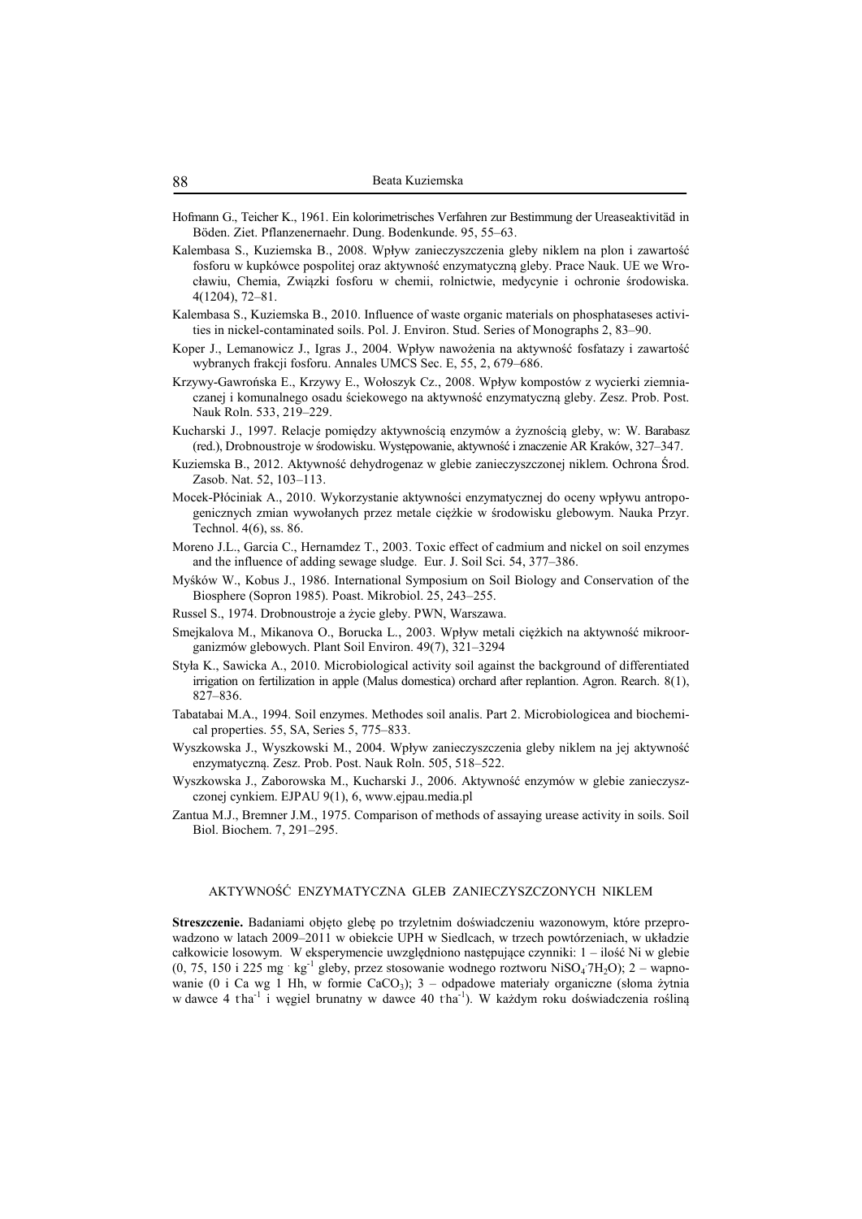Hofmann G., Teicher K., 1961. Ein kolorimetrisches Verfahren zur Bestimmung der Ureaseaktivitäd in Böden. Ziet. Pflanzenernaehr. Dung. Bodenkunde. 95, 55–63.

Kalembasa S., Kuziemska B., 2008. Wpływ zanieczyszczenia gleby niklem na plon i zawartość fosforu w kupkówce pospolitej oraz aktywność enzymatyczną gleby. Prace Nauk. UE we Wrocławiu, Chemia, Związki fosforu w chemii, rolnictwie, medycynie i ochronie środowiska. 4(1204), 72–81.

Kalembasa S., Kuziemska B., 2010. Influence of waste organic materials on phosphataseses activities in nickel-contaminated soils. Pol. J. Environ. Stud. Series of Monographs 2, 83–90.

Koper J., Lemanowicz J., Igras J., 2004. Wpływ nawożenia na aktywność fosfatazy i zawartość wybranych frakcji fosforu. Annales UMCS Sec. E, 55, 2, 679–686.

Krzywy-Gawrońska E., Krzywy E., Wołoszyk Cz., 2008. Wpływ kompostów z wycierki ziemniaczanej i komunalnego osadu ściekowego na aktywność enzymatyczną gleby. Zesz. Prob. Post. Nauk Roln. 533, 219–229.

Kucharski J., 1997. Relacje pomiędzy aktywnością enzymów a żyznością gleby, w: W. Barabasz (red.), Drobnoustroje w środowisku. Występowanie, aktywność i znaczenie AR Kraków, 327–347.

Kuziemska B., 2012. Aktywność dehydrogenaz w glebie zanieczyszczonej niklem. Ochrona Środ. Zasob. Nat. 52, 103–113.

Mocek-Płóciniak A., 2010. Wykorzystanie aktywności enzymatycznej do oceny wpływu antropogenicznych zmian wywołanych przez metale ciężkie w środowisku glebowym. Nauka Przyr. Technol. 4(6), ss. 86.

Moreno J.L., Garcia C., Hernamdez T., 2003. Toxic effect of cadmium and nickel on soil enzymes and the influence of adding sewage sludge. Eur. J. Soil Sci. 54, 377–386.

Myśków W., Kobus J., 1986. International Symposium on Soil Biology and Conservation of the Biosphere (Sopron 1985). Poast. Mikrobiol. 25, 243–255.

Russel S., 1974. Drobnoustroje a życie gleby. PWN, Warszawa.

Smejkalova M., Mikanova O., Borucka L., 2003. Wpływ metali ciężkich na aktywność mikroorganizmów glebowych. Plant Soil Environ. 49(7), 321–3294

Styła K., Sawicka A., 2010. Microbiological activity soil against the background of differentiated irrigation on fertilization in apple (Malus domestica) orchard after replantion. Agron. Rearch. 8(1), 827–836.

Tabatabai M.A., 1994. Soil enzymes. Methodes soil analis. Part 2. Microbiologicea and biochemical properties. 55, SA, Series 5, 775–833.

Wyszkowska J., Wyszkowski M., 2004. Wpływ zanieczyszczenia gleby niklem na jej aktywność enzymatyczną. Zesz. Prob. Post. Nauk Roln. 505, 518–522.

Wyszkowska J., Zaborowska M., Kucharski J., 2006. Aktywność enzymów w glebie zanieczyszczonej cynkiem. EJPAU 9(1), 6, www.ejpau.media.pl

Zantua M.J., Bremner J.M., 1975. Comparison of methods of assaying urease activity in soils. Soil Biol. Biochem. 7, 291–295.

## AKTYWNOŚĆ ENZYMATYCZNA GLEB ZANIECZYSZCZONYCH NIKLEM

**Streszczenie.** Badaniami objęto glebę po trzyletnim doświadczeniu wazonowym, które przeprowadzono w latach 2009–2011 w obiekcie UPH w Siedlcach, w trzech powtórzeniach, w układzie całkowicie losowym. W eksperymencie uwzględniono następujące czynniki: 1 – ilość Ni w glebie (0, 75, 150 i 225 mg · kg$^{-1}$ gleby, przez stosowanie wodnego roztworu $NiSO_4 \cdot 7H_2O$); 2 – wapnowanie (0 i Ca wg 1 Hh, w formie $CaCO_3$); 3 – odpadowe materiały organiczne (słoma żytnia w dawce 4 t·ha$^{-1}$ i węgiel brunatny w dawce 40 t·ha$^{-1}$). W każdym roku doświadczenia rośliną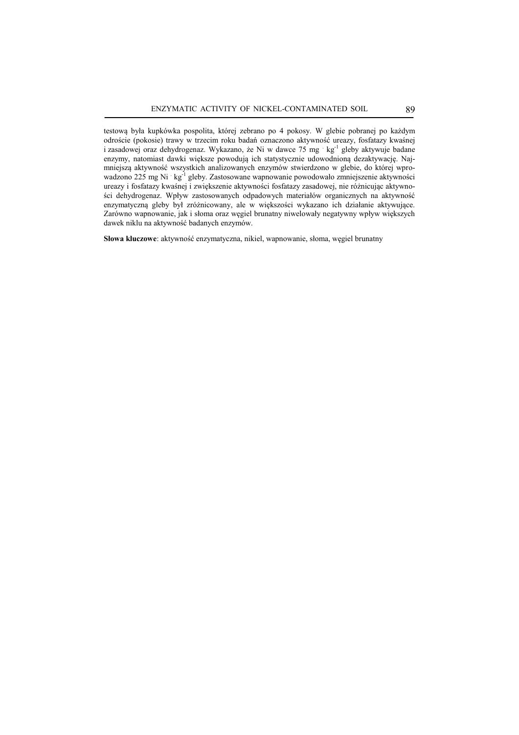testową była kupkówka pospolita, której zebrano po 4 pokosy. W glebie pobranej po każdym odroście (pokosie) trawy w trzecim roku badań oznaczono aktywność ureazy, fosfatazy kwaśnej i zasadowej oraz dehydrogenaz. Wykazano, że Ni w dawce 75 mg · $kg^{-1}$ gleby aktywuje badane enzymy, natomiast dawki większe powodują ich statystycznie udowodnioną dezaktywację. Najmniejszą aktywność wszystkich analizowanych enzymów stwierdzono w glebie, do której wprowadzono 225 mg Ni · $kg^{-1}$ gleby. Zastosowane wapnowanie powodowało zmniejszenie aktywności ureazy i fosfatazy kwaśnej i zwiększenie aktywności fosfatazy zasadowej, nie różnicując aktywności dehydrogenaz. Wpływ zastosowanych odpadowych materiałów organicznych na aktywność enzymatyczną gleby był zróżnicowany, ale w większości wykazano ich działanie aktywujące. Zarówno wapnowanie, jak i słoma oraz węgiel brunatny niwelowały negatywny wpływ większych dawek niklu na aktywność badanych enzymów.

**Słowa kluczowe**: aktywność enzymatyczna, nikiel, wapnowanie, słoma, węgiel brunatny